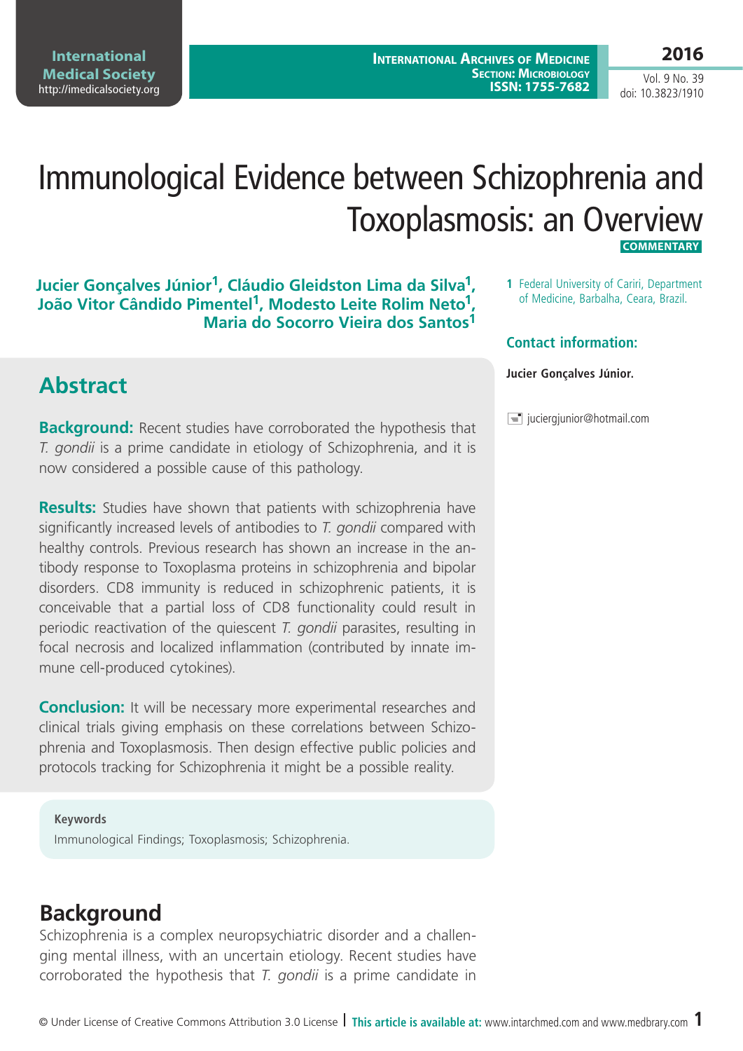# Immunological Evidence between Schizophrenia and Toxoplasmosis: an Overview

COMMENTARY

**Jucier Gonçalves Júnior[1], Cláudio Gleidston Lima da Silva[1], João Vitor Cândido Pimentel[1], Modesto Leite Rolim Neto[1], Maria do Socorro Vieira dos Santos[1]**

1 Federal University of Cariri, Department of Medicine, Barbalha, Ceara, Brazil.

**Contact information:**

**Jucier Gonçalves Júnior.**

juciergjunior@hotmail.com

## Abstract

**Background:** Recent studies have corroborated the hypothesis that *T. gondii* is a prime candidate in etiology of Schizophrenia, and it is now considered a possible cause of this pathology.

**Results:** Studies have shown that patients with schizophrenia have significantly increased levels of antibodies to *T. gondii* compared with healthy controls. Previous research has shown an increase in the antibody response to Toxoplasma proteins in schizophrenia and bipolar disorders. CD8 immunity is reduced in schizophrenic patients, it is conceivable that a partial loss of CD8 functionality could result in periodic reactivation of the quiescent *T. gondii* parasites, resulting in focal necrosis and localized inflammation (contributed by innate immune cell-produced cytokines).

**Conclusion:** It will be necessary more experimental researches and clinical trials giving emphasis on these correlations between Schizophrenia and Toxoplasmosis. Then design effective public policies and protocols tracking for Schizophrenia it might be a possible reality.

**Keywords**

Immunological Findings; Toxoplasmosis; Schizophrenia.

## Background

Schizophrenia is a complex neuropsychiatric disorder and a challenging mental illness, with an uncertain etiology. Recent studies have corroborated the hypothesis that *T. gondii* is a prime candidate in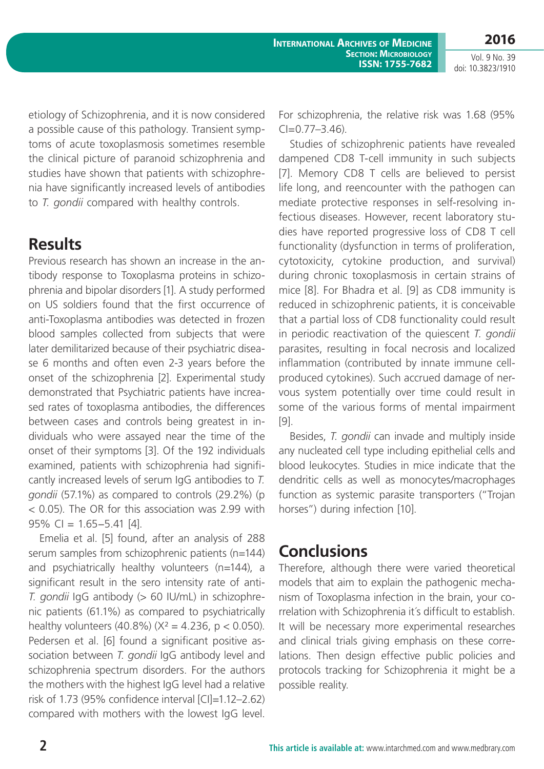etiology of Schizophrenia, and it is now considered a possible cause of this pathology. Transient symptoms of acute toxoplasmosis sometimes resemble the clinical picture of paranoid schizophrenia and studies have shown that patients with schizophrenia have significantly increased levels of antibodies to *T. gondii* compared with healthy controls.

## Results

Previous research has shown an increase in the antibody response to Toxoplasma proteins in schizophrenia and bipolar disorders [1]. A study performed on US soldiers found that the first occurrence of anti-Toxoplasma antibodies was detected in frozen blood samples collected from subjects that were later demilitarized because of their psychiatric disease 6 months and often even 2-3 years before the onset of the schizophrenia [2]. Experimental study demonstrated that Psychiatric patients have increased rates of toxoplasma antibodies, the differences between cases and controls being greatest in individuals who were assayed near the time of the onset of their symptoms [3]. Of the 192 individuals examined, patients with schizophrenia had significantly increased levels of serum IgG antibodies to *T. gondii* (57.1%) as compared to controls (29.2%) ($p < 0.05$). The OR for this association was 2.99 with 95% CI = 1.65–5.41 [4].

Emelia et al. [5] found, after an analysis of 288 serum samples from schizophrenic patients (n=144) and psychiatrically healthy volunteers (n=144), a significant result in the sero intensity rate of anti-*T. gondii* IgG antibody (> 60 IU/mL) in schizophrenic patients (61.1%) as compared to psychiatrically healthy volunteers (40.8%) ($X^2 = 4.236$, $p < 0.050$). Pedersen et al. [6] found a significant positive association between *T. gondii* IgG antibody level and schizophrenia spectrum disorders. For the authors the mothers with the highest IgG level had a relative risk of 1.73 (95% confidence interval [CI]=1.12–2.62) compared with mothers with the lowest IgG level. For schizophrenia, the relative risk was 1.68 (95% CI=0.77–3.46).

Studies of schizophrenic patients have revealed dampened CD8 T-cell immunity in such subjects [7]. Memory CD8 T cells are believed to persist life long, and reencounter with the pathogen can mediate protective responses in self-resolving infectious diseases. However, recent laboratory studies have reported progressive loss of CD8 T cell functionality (dysfunction in terms of proliferation, cytotoxicity, cytokine production, and survival) during chronic toxoplasmosis in certain strains of mice [8]. For Bhadra et al. [9] as CD8 immunity is reduced in schizophrenic patients, it is conceivable that a partial loss of CD8 functionality could result in periodic reactivation of the quiescent *T. gondii* parasites, resulting in focal necrosis and localized inflammation (contributed by innate immune cell-produced cytokines). Such accrued damage of nervous system potentially over time could result in some of the various forms of mental impairment [9].

Besides, *T. gondii* can invade and multiply inside any nucleated cell type including epithelial cells and blood leukocytes. Studies in mice indicate that the dendritic cells as well as monocytes/macrophages function as systemic parasite transporters ("Trojan horses") during infection [10].

## Conclusions

Therefore, although there were varied theoretical models that aim to explain the pathogenic mechanism of Toxoplasma infection in the brain, your correlation with Schizophrenia it´s difficult to establish. It will be necessary more experimental researches and clinical trials giving emphasis on these correlations. Then design effective public policies and protocols tracking for Schizophrenia it might be a possible reality.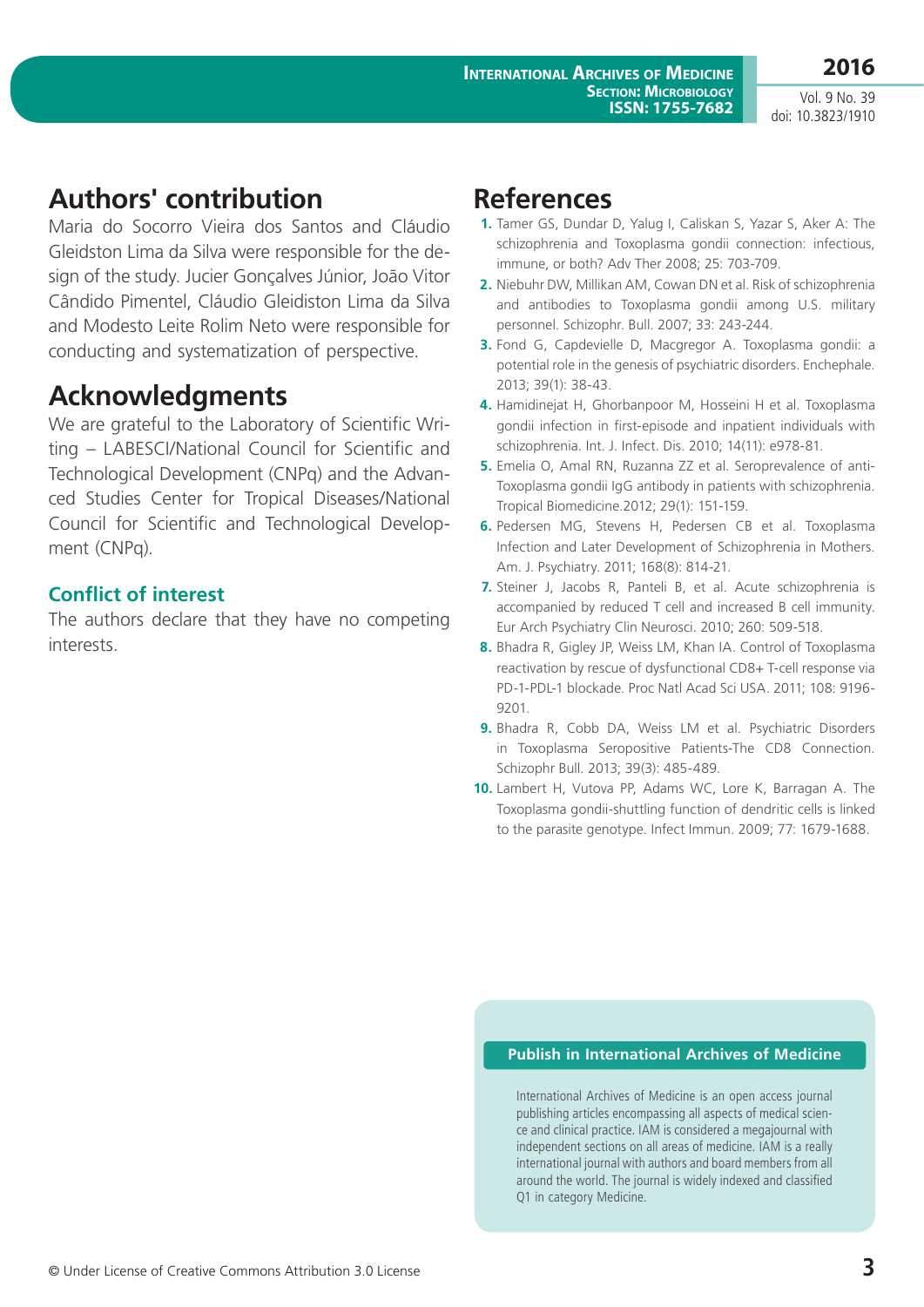## Authors' contribution

Maria do Socorro Vieira dos Santos and Cláudio Gleidston Lima da Silva were responsible for the design of the study. Jucier Gonçalves Júnior, João Vitor Cândido Pimentel, Cláudio Gleidiston Lima da Silva and Modesto Leite Rolim Neto were responsible for conducting and systematization of perspective.

## Acknowledgments

We are grateful to the Laboratory of Scientific Writing – LABESCI/National Council for Scientific and Technological Development (CNPq) and the Advanced Studies Center for Tropical Diseases/National Council for Scientific and Technological Development (CNPq).

### Conflict of interest

The authors declare that they have no competing interests.

## References

1. Tamer GS, Dundar D, Yalug I, Caliskan S, Yazar S, Aker A: The schizophrenia and Toxoplasma gondii connection: infectious, immune, or both? Adv Ther 2008; 25: 703-709.
2. Niebuhr DW, Millikan AM, Cowan DN et al. Risk of schizophrenia and antibodies to Toxoplasma gondii among U.S. military personnel. Schizophr. Bull. 2007; 33: 243-244.
3. Fond G, Capdevielle D, Macgregor A. Toxoplasma gondii: a potential role in the genesis of psychiatric disorders. Enchephale. 2013; 39(1): 38-43.
4. Hamidinejat H, Ghorbanpoor M, Hosseini H et al. Toxoplasma gondii infection in first-episode and inpatient individuals with schizophrenia. Int. J. Infect. Dis. 2010; 14(11): e978-81.
5. Emelia O, Amal RN, Ruzanna ZZ et al. Seroprevalence of anti-Toxoplasma gondii IgG antibody in patients with schizophrenia. Tropical Biomedicine.2012; 29(1): 151-159.
6. Pedersen MG, Stevens H, Pedersen CB et al. Toxoplasma Infection and Later Development of Schizophrenia in Mothers. Am. J. Psychiatry. 2011; 168(8): 814-21.
7. Steiner J, Jacobs R, Panteli B, et al. Acute schizophrenia is accompanied by reduced T cell and increased B cell immunity. Eur Arch Psychiatry Clin Neurosci. 2010; 260: 509-518.
8. Bhadra R, Gigley JP, Weiss LM, Khan IA. Control of Toxoplasma reactivation by rescue of dysfunctional CD8+ T-cell response via PD-1-PDL-1 blockade. Proc Natl Acad Sci USA. 2011; 108: 9196-9201.
9. Bhadra R, Cobb DA, Weiss LM et al. Psychiatric Disorders in Toxoplasma Seropositive Patients-The CD8 Connection. Schizophr Bull. 2013; 39(3): 485-489.
10. Lambert H, Vutova PP, Adams WC, Lore K, Barragan A. The Toxoplasma gondii-shuttling function of dendritic cells is linked to the parasite genotype. Infect Immun. 2009; 77: 1679-1688.

**Publish in International Archives of Medicine**

International Archives of Medicine is an open access journal publishing articles encompassing all aspects of medical science and clinical practice. IAM is considered a megajournal with independent sections on all areas of medicine. IAM is a really international journal with authors and board members from all around the world. The journal is widely indexed and classified Q1 in category Medicine.